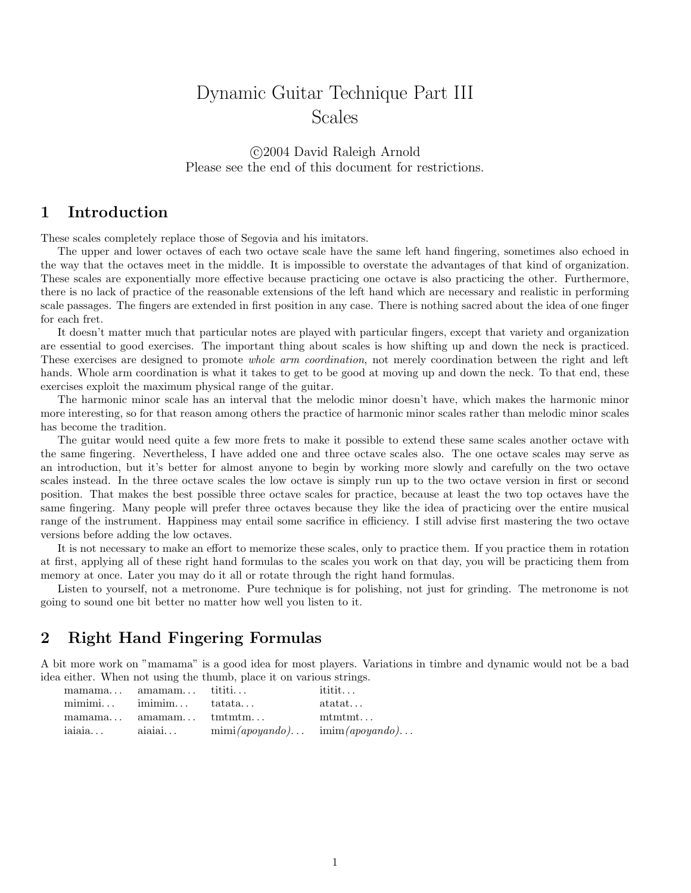# Dynamic Guitar Technique Part III
# Scales

©2004 David Raleigh Arnold
Please see the end of this document for restrictions.

## 1 Introduction

These scales completely replace those of Segovia and his imitators.

The upper and lower octaves of each two octave scale have the same left hand fingering, sometimes also echoed in the way that the octaves meet in the middle. It is impossible to overstate the advantages of that kind of organization. These scales are exponentially more effective because practicing one octave is also practicing the other. Furthermore, there is no lack of practice of the reasonable extensions of the left hand which are necessary and realistic in performing scale passages. The fingers are extended in first position in any case. There is nothing sacred about the idea of one finger for each fret.

It doesn't matter much that particular notes are played with particular fingers, except that variety and organization are essential to good exercises. The important thing about scales is how shifting up and down the neck is practiced. These exercises are designed to promote *whole arm coordination*, not merely coordination between the right and left hands. Whole arm coordination is what it takes to get to be good at moving up and down the neck. To that end, these exercises exploit the maximum physical range of the guitar.

The harmonic minor scale has an interval that the melodic minor doesn't have, which makes the harmonic minor more interesting, so for that reason among others the practice of harmonic minor scales rather than melodic minor scales has become the tradition.

The guitar would need quite a few more frets to make it possible to extend these same scales another octave with the same fingering. Nevertheless, I have added one and three octave scales also. The one octave scales may serve as an introduction, but it's better for almost anyone to begin by working more slowly and carefully on the two octave scales instead. In the three octave scales the low octave is simply run up to the two octave version in first or second position. That makes the best possible three octave scales for practice, because at least the two top octaves have the same fingering. Many people will prefer three octaves because they like the idea of practicing over the entire musical range of the instrument. Happiness may entail some sacrifice in efficiency. I still advise first mastering the two octave versions before adding the low octaves.

It is not necessary to make an effort to memorize these scales, only to practice them. If you practice them in rotation at first, applying all of these right hand formulas to the scales you work on that day, you will be practicing them from memory at once. Later you may do it all or rotate through the right hand formulas.

Listen to yourself, not a metronome. Pure technique is for polishing, not just for grinding. The metronome is not going to sound one bit better no matter how well you listen to it.

## 2 Right Hand Fingering Formulas

A bit more work on "mamama" is a good idea for most players. Variations in timbre and dynamic would not be a bad idea either. When not using the thumb, place it on various strings.

| | | | |
|---|---|---|---|
| mamama... | amamam... | tititi... | ititit... |
| mimimi... | imimim... | tatata... | atatat... |
| mamama... | amamam... | tmtmtm... | mtmtmt... |
| iaiaia... | aiaiai... | mimi*(apoyando)*... | imim*(apoyando)*... |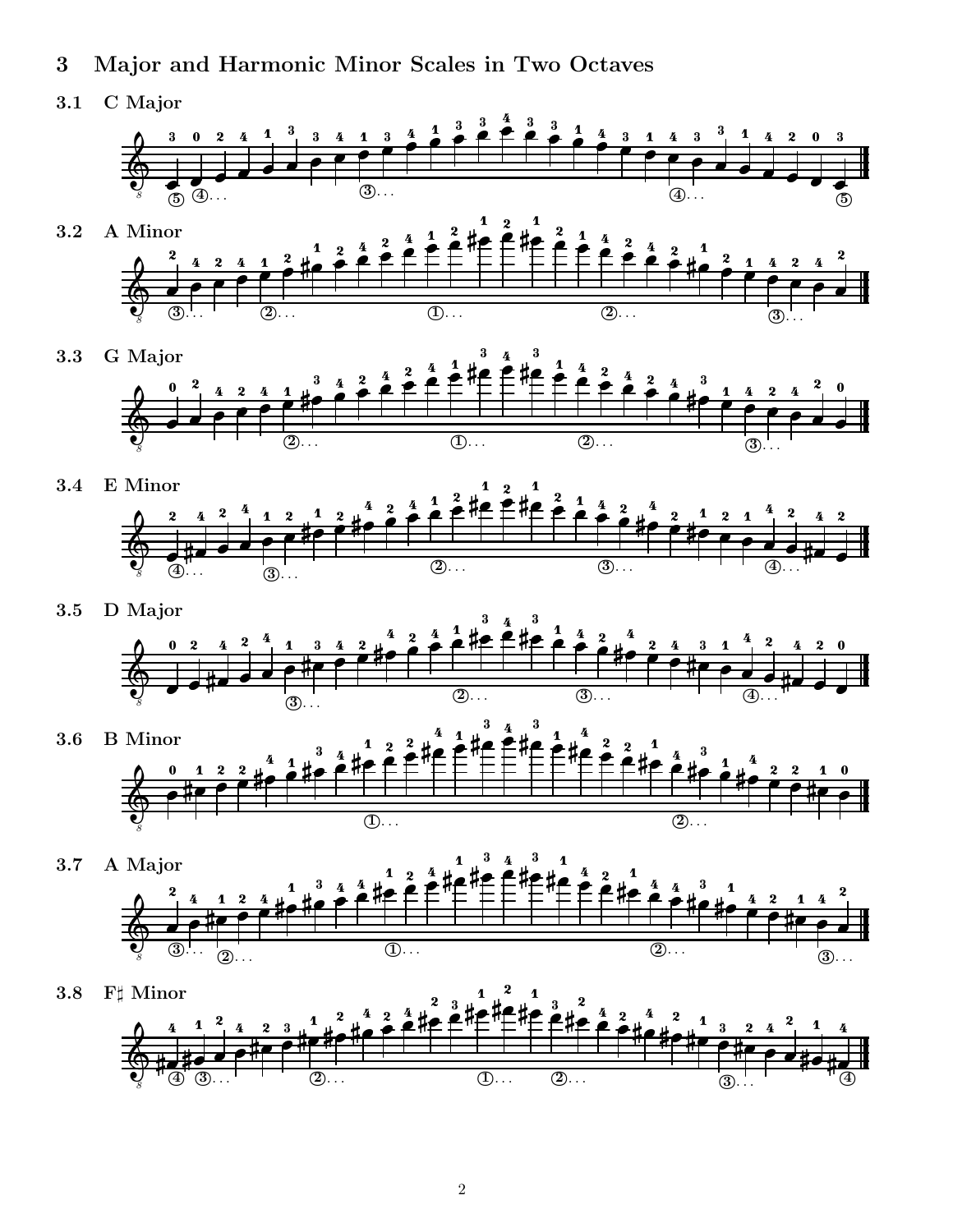## 3 Major and Harmonic Minor Scales in Two Octaves

### 3.1 C Major

### 3.2 A Minor

### 3.3 G Major

### 3.4 E Minor

### 3.5 D Major

### 3.6 B Minor

### 3.7 A Major

### 3.8 F♯ Minor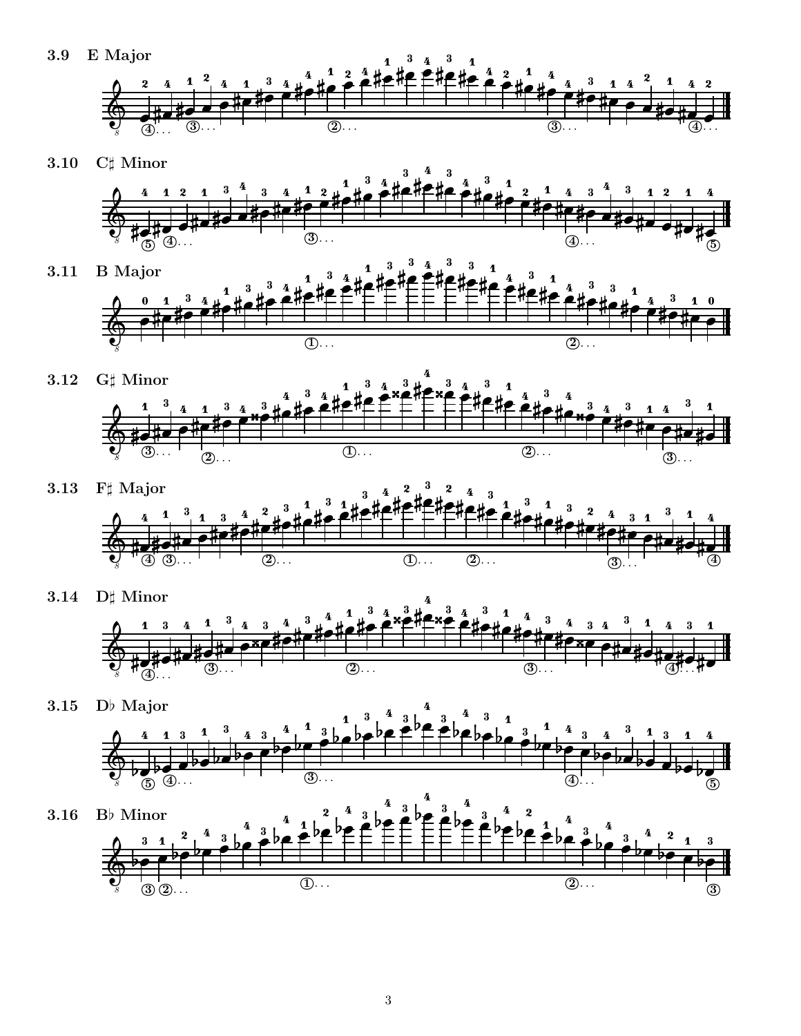3.9 E Major

3.10 C♯ Minor

3.11 B Major

3.12 G♯ Minor

3.13 F♯ Major

3.14 D♯ Minor

3.15 D♭ Major

3.16 B♭ Minor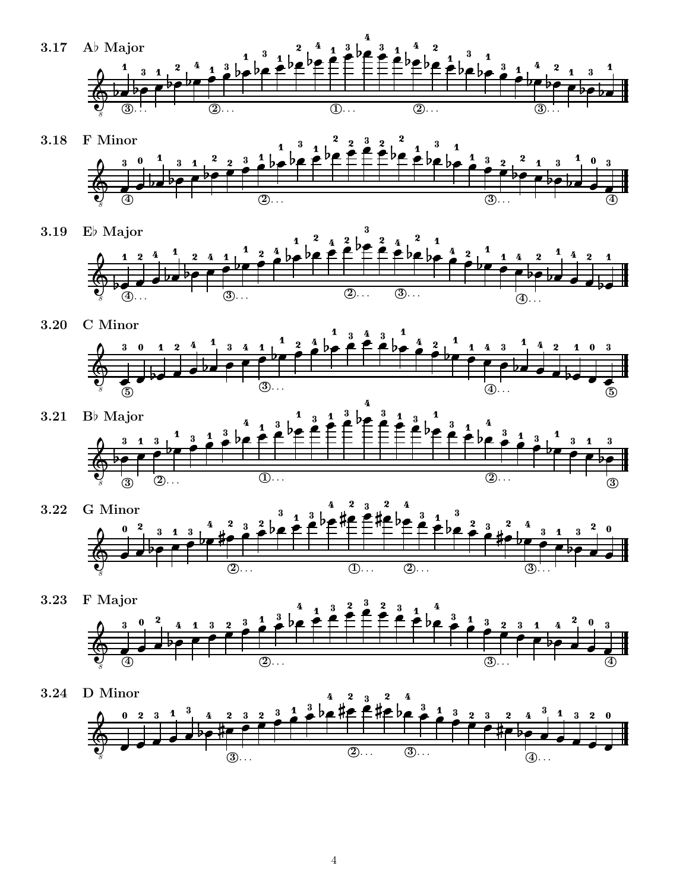**3.17 A♭ Major**

**3.18 F Minor**

**3.19 E♭ Major**

**3.20 C Minor**

**3.21 B♭ Major**

**3.22 G Minor**

**3.23 F Major**

**3.24 D Minor**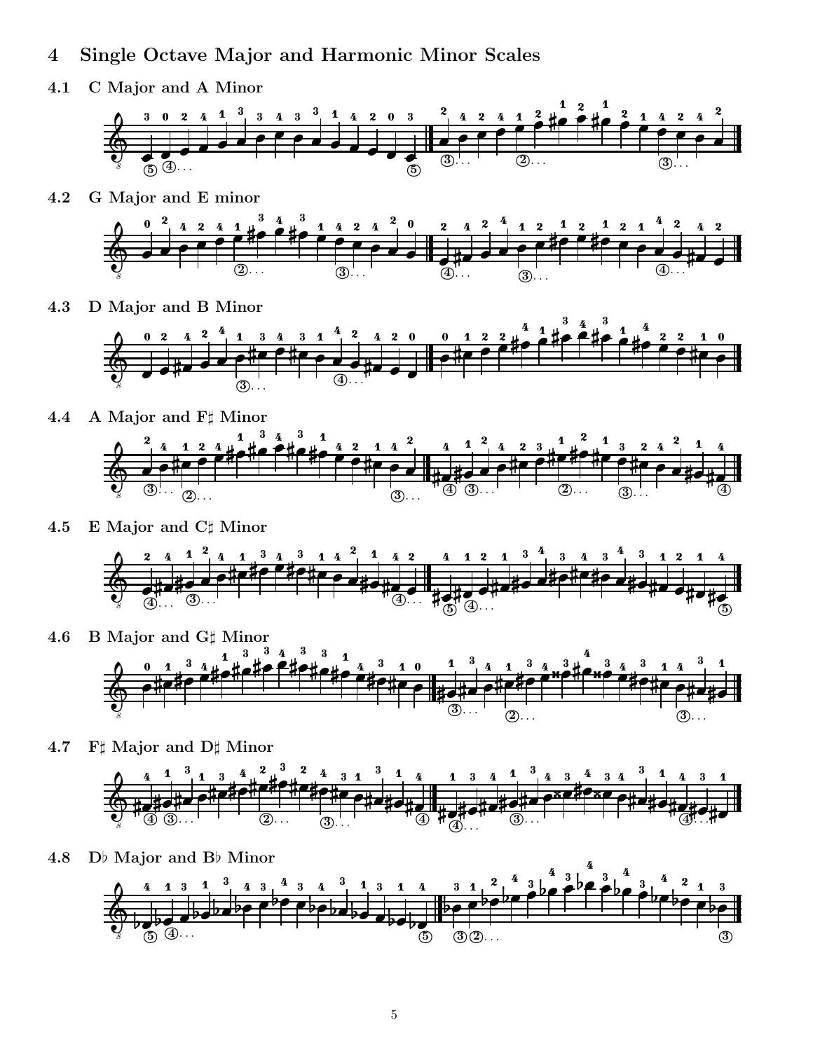## 4 Single Octave Major and Harmonic Minor Scales

### 4.1 C Major and A Minor

### 4.2 G Major and E minor

### 4.3 D Major and B Minor

### 4.4 A Major and F♯ Minor

### 4.5 E Major and C♯ Minor

### 4.6 B Major and G♯ Minor

### 4.7 F♯ Major and D♯ Minor

### 4.8 D♭ Major and B♭ Minor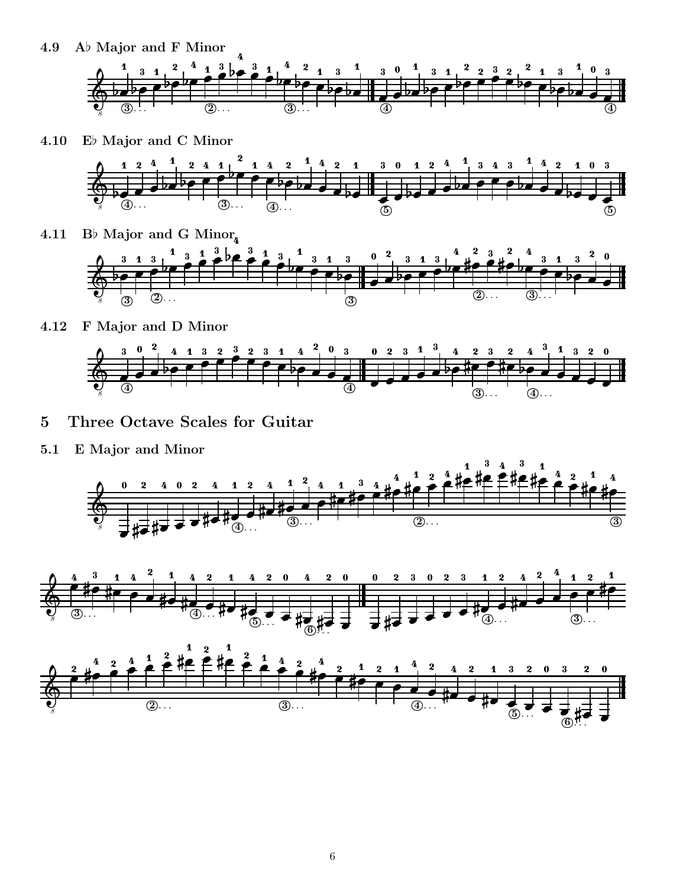### 4.9 A♭ Major and F Minor

### 4.10 E♭ Major and C Minor

### 4.11 B♭ Major and G Minor

### 4.12 F Major and D Minor

## 5 Three Octave Scales for Guitar

### 5.1 E Major and Minor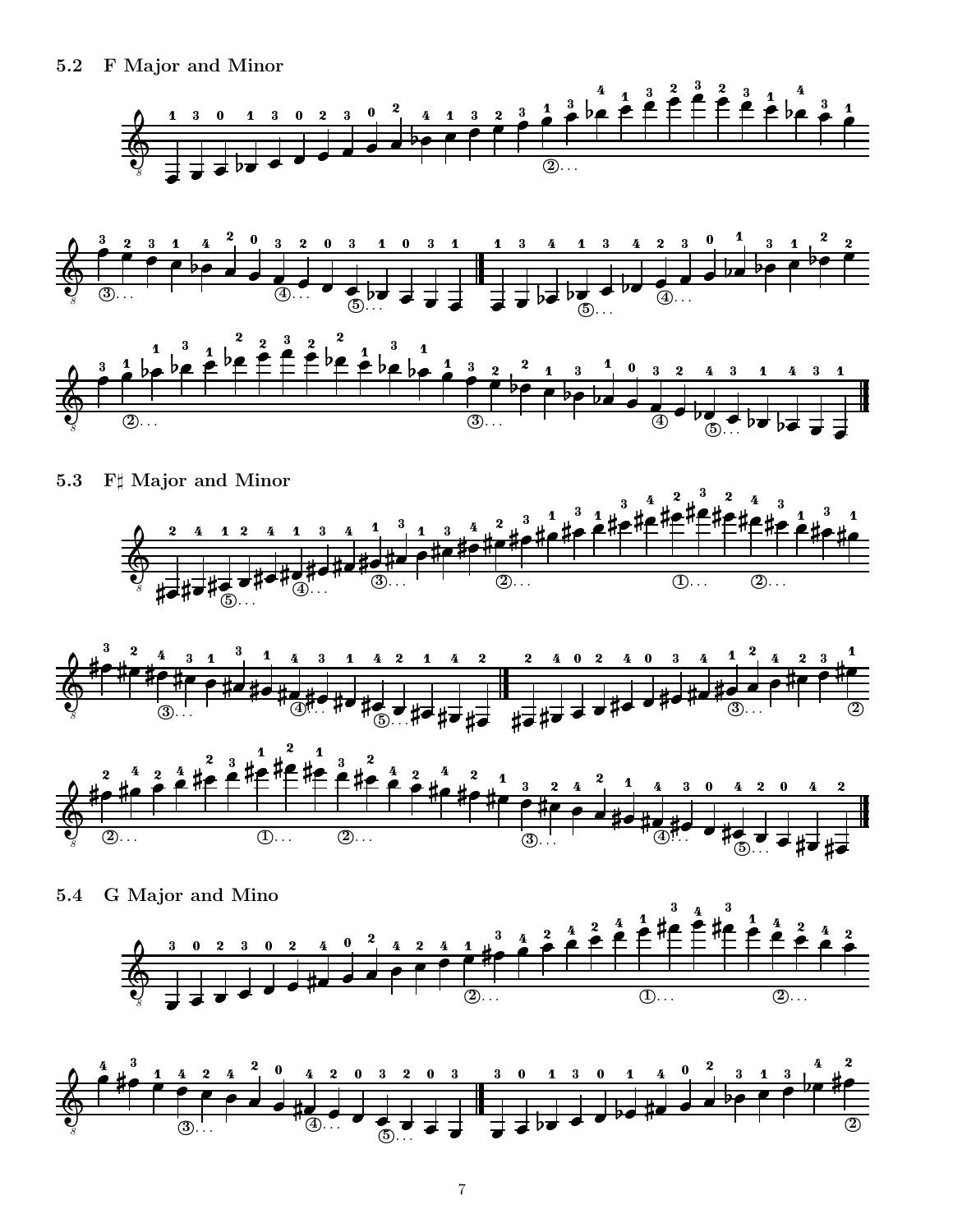## 5.2 F Major and Minor

## 5.3 F♯ Major and Minor

## 5.4 G Major and Mino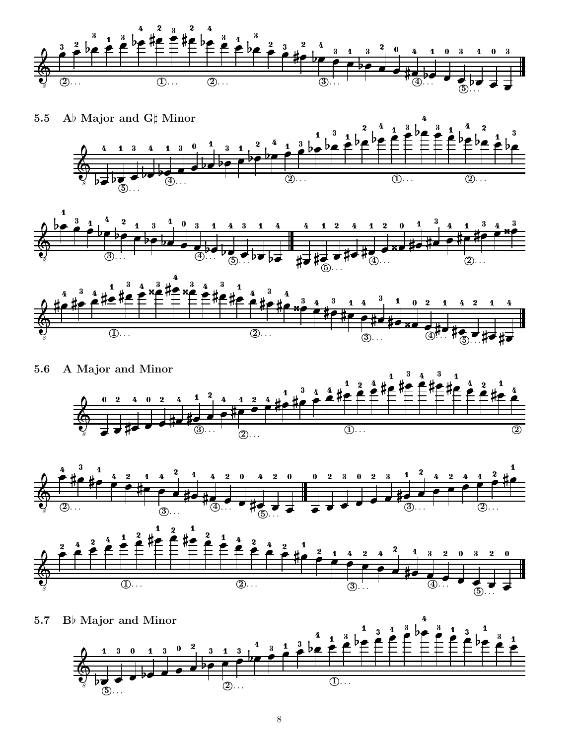## 5.5 A♭ Major and G♯ Minor

## 5.6 A Major and Minor

## 5.7 B♭ Major and Minor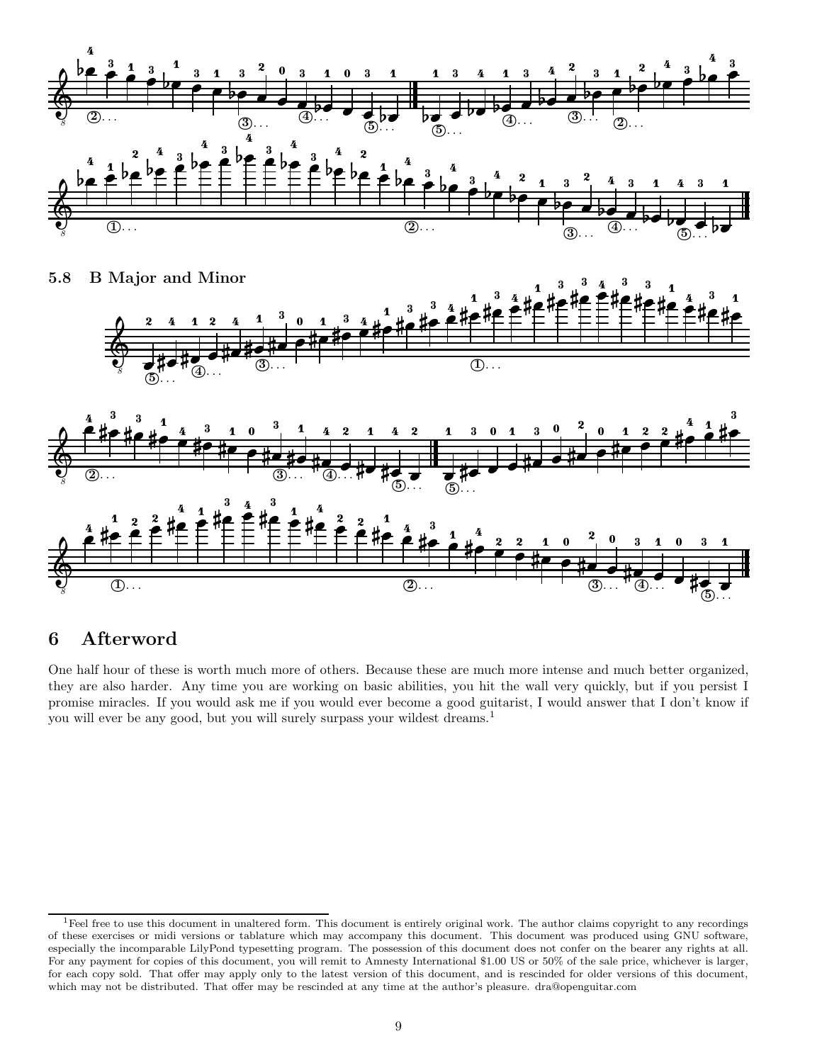### 5.8 B Major and Minor

## 6 Afterword

One half hour of these is worth much more of others. Because these are much more intense and much better organized, they are also harder. Any time you are working on basic abilities, you hit the wall very quickly, but if you persist I promise miracles. If you would ask me if you would ever become a good guitarist, I would answer that I don't know if you will ever be any good, but you will surely surpass your wildest dreams.[1]

---

[1]Feel free to use this document in unaltered form. This document is entirely original work. The author claims copyright to any recordings of these exercises or midi versions or tablature which may accompany this document. This document was produced using GNU software, especially the incomparable LilyPond typesetting program. The possession of this document does not confer on the bearer any rights at all. For any payment for copies of this document, you will remit to Amnesty International $1.00 US or 50% of the sale price, whichever is larger, for each copy sold. That offer may apply only to the latest version of this document, and is rescinded for older versions of this document, which may not be distributed. That offer may be rescinded at any time at the author's pleasure. dra@openguitar.com